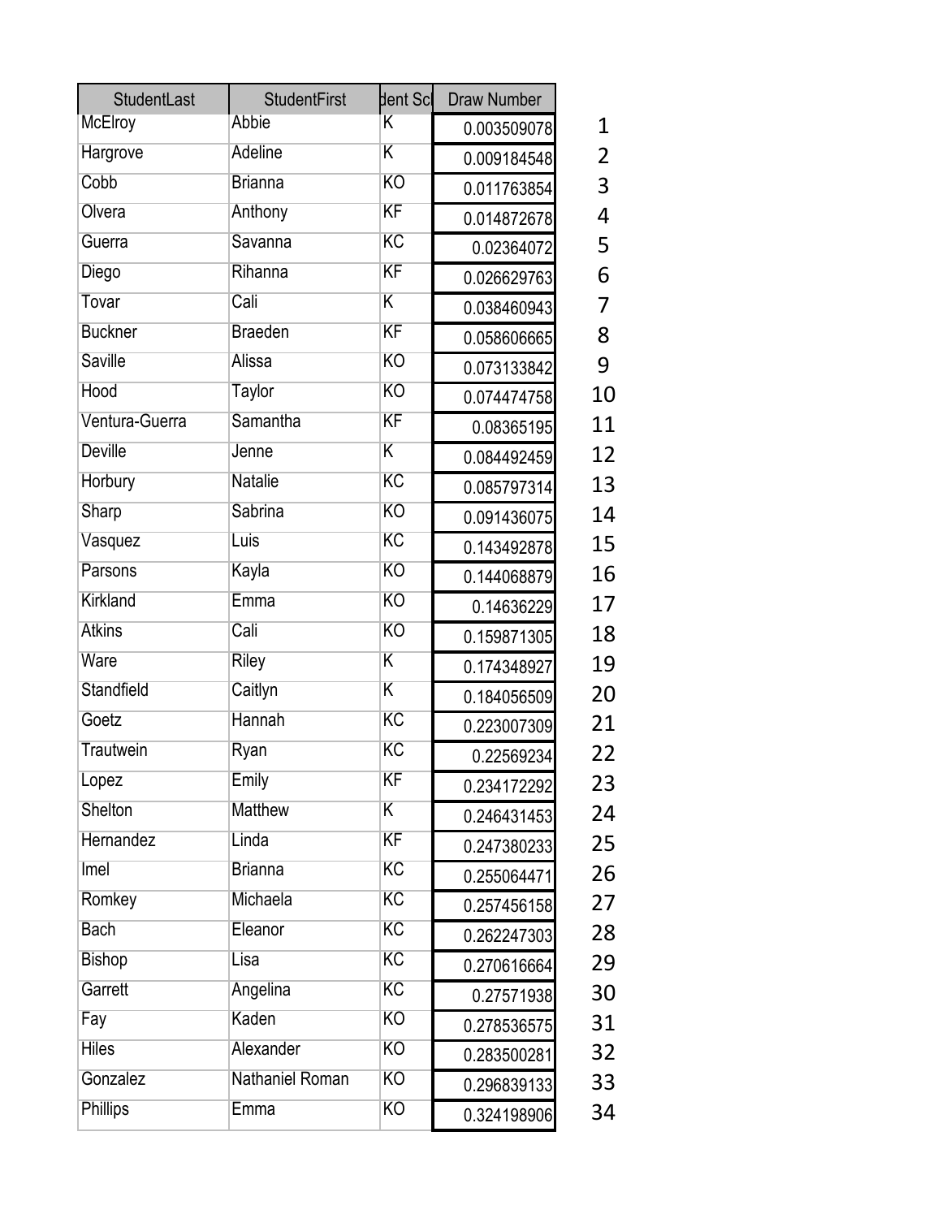| StudentLast | StudentFirst | dent Sc | Draw Number | |
|---|---|---|---|---|
| McElroy | Abbie | K | 0.003509078 | 1 |
| Hargrove | Adeline | K | 0.009184548 | 2 |
| Cobb | Brianna | KO | 0.011763854 | 3 |
| Olvera | Anthony | KF | 0.014872678 | 4 |
| Guerra | Savanna | KC | 0.02364072 | 5 |
| Diego | Rihanna | KF | 0.026629763 | 6 |
| Tovar | Cali | K | 0.038460943 | 7 |
| Buckner | Braeden | KF | 0.058606665 | 8 |
| Saville | Alissa | KO | 0.073133842 | 9 |
| Hood | Taylor | KO | 0.074474758 | 10 |
| Ventura-Guerra | Samantha | KF | 0.08365195 | 11 |
| Deville | Jenne | K | 0.084492459 | 12 |
| Horbury | Natalie | KC | 0.085797314 | 13 |
| Sharp | Sabrina | KO | 0.091436075 | 14 |
| Vasquez | Luis | KC | 0.143492878 | 15 |
| Parsons | Kayla | KO | 0.144068879 | 16 |
| Kirkland | Emma | KO | 0.14636229 | 17 |
| Atkins | Cali | KO | 0.159871305 | 18 |
| Ware | Riley | K | 0.174348927 | 19 |
| Standfield | Caitlyn | K | 0.184056509 | 20 |
| Goetz | Hannah | KC | 0.223007309 | 21 |
| Trautwein | Ryan | KC | 0.22569234 | 22 |
| Lopez | Emily | KF | 0.234172292 | 23 |
| Shelton | Matthew | K | 0.246431453 | 24 |
| Hernandez | Linda | KF | 0.247380233 | 25 |
| Imel | Brianna | KC | 0.255064471 | 26 |
| Romkey | Michaela | KC | 0.257456158 | 27 |
| Bach | Eleanor | KC | 0.262247303 | 28 |
| Bishop | Lisa | KC | 0.270616664 | 29 |
| Garrett | Angelina | KC | 0.27571938 | 30 |
| Fay | Kaden | KO | 0.278536575 | 31 |
| Hiles | Alexander | KO | 0.283500281 | 32 |
| Gonzalez | Nathaniel Roman | KO | 0.296839133 | 33 |
| Phillips | Emma | KO | 0.324198906 | 34 |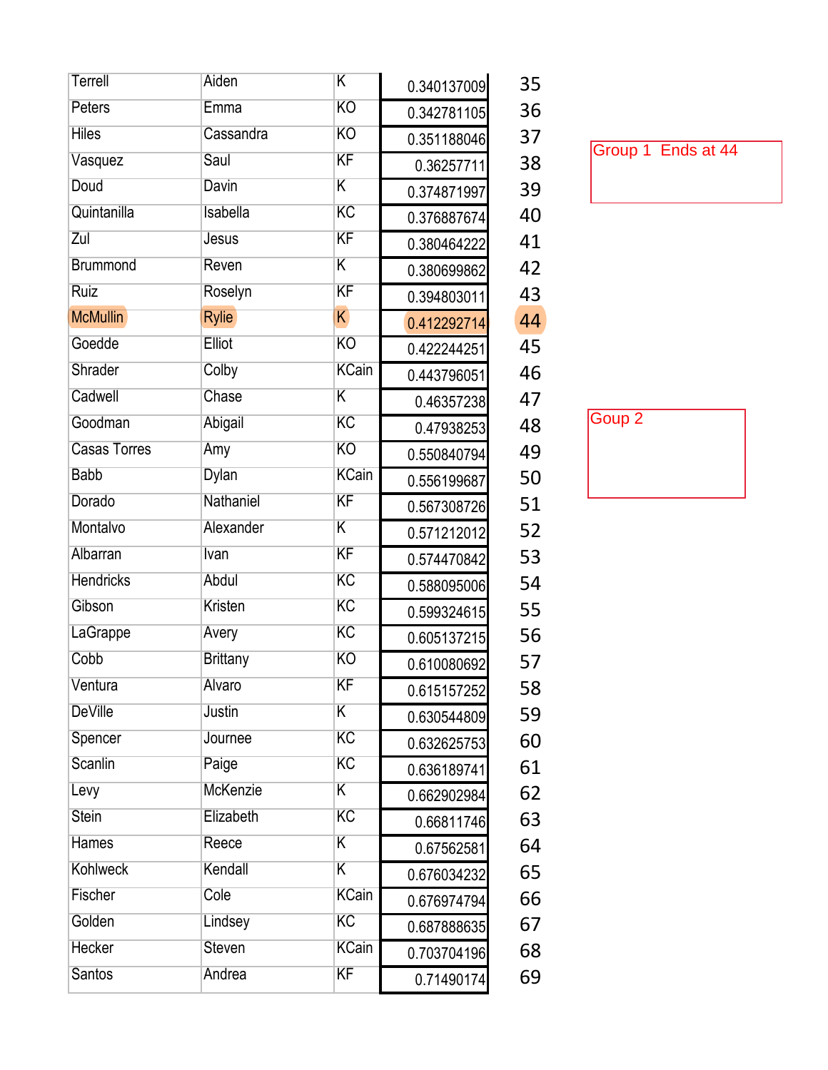| Terrell | Aiden | K | 0.340137009 | 35 |
|---|---|---|---|---|
| Peters | Emma | KO | 0.342781105 | 36 |
| Hiles | Cassandra | KO | 0.351188046 | 37 |
| Vasquez | Saul | KF | 0.36257711 | 38 |
| Doud | Davin | K | 0.374871997 | 39 |
| Quintanilla | Isabella | KC | 0.376887674 | 40 |
| Zul | Jesus | KF | 0.380464222 | 41 |
| Brummond | Reven | K | 0.380699862 | 42 |
| Ruiz | Roselyn | KF | 0.394803011 | 43 |
| McMullin | Rylie | K | 0.412292714 | 44 |
| Goedde | Elliot | KO | 0.422244251 | 45 |
| Shrader | Colby | KCain | 0.443796051 | 46 |
| Cadwell | Chase | K | 0.46357238 | 47 |
| Goodman | Abigail | KC | 0.47938253 | 48 |
| Casas Torres | Amy | KO | 0.550840794 | 49 |
| Babb | Dylan | KCain | 0.556199687 | 50 |
| Dorado | Nathaniel | KF | 0.567308726 | 51 |
| Montalvo | Alexander | K | 0.571212012 | 52 |
| Albarran | Ivan | KF | 0.574470842 | 53 |
| Hendricks | Abdul | KC | 0.588095006 | 54 |
| Gibson | Kristen | KC | 0.599324615 | 55 |
| LaGrappe | Avery | KC | 0.605137215 | 56 |
| Cobb | Brittany | KO | 0.610080692 | 57 |
| Ventura | Alvaro | KF | 0.615157252 | 58 |
| DeVille | Justin | K | 0.630544809 | 59 |
| Spencer | Journee | KC | 0.632625753 | 60 |
| Scanlin | Paige | KC | 0.636189741 | 61 |
| Levy | McKenzie | K | 0.662902984 | 62 |
| Stein | Elizabeth | KC | 0.66811746 | 63 |
| Hames | Reece | K | 0.67562581 | 64 |
| Kohlweck | Kendall | K | 0.676034232 | 65 |
| Fischer | Cole | KCain | 0.676974794 | 66 |
| Golden | Lindsey | KC | 0.687888635 | 67 |
| Hecker | Steven | KCain | 0.703704196 | 68 |
| Santos | Andrea | KF | 0.71490174 | 69 |

Group 1 Ends at 44

Goup 2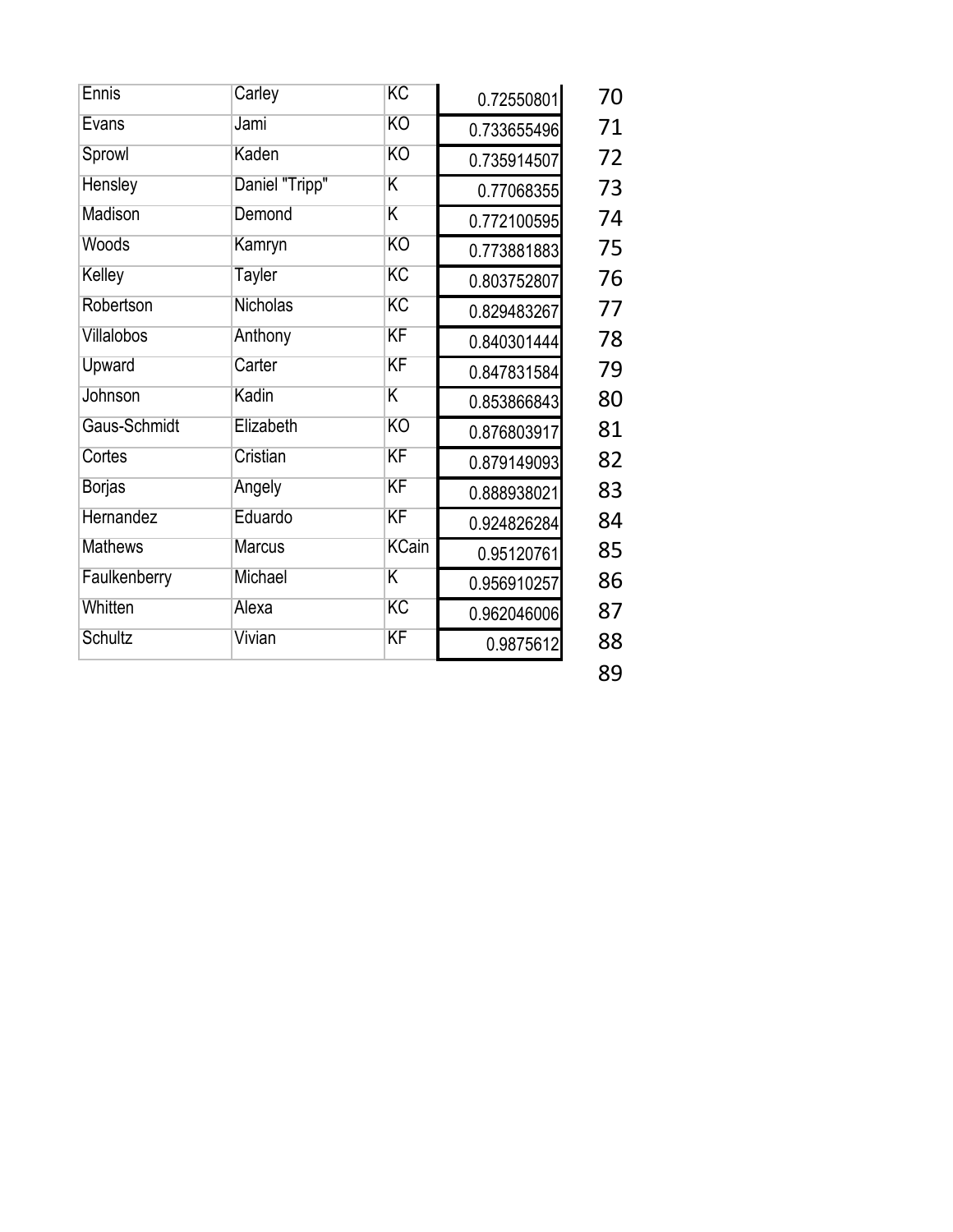| | | | | |
|---|---|---|---|---|
| Ennis | Carley | KC | 0.72550801 | 70 |
| Evans | Jami | KO | 0.733655496 | 71 |
| Sprowl | Kaden | KO | 0.735914507 | 72 |
| Hensley | Daniel "Tripp" | K | 0.77068355 | 73 |
| Madison | Demond | K | 0.772100595 | 74 |
| Woods | Kamryn | KO | 0.773881883 | 75 |
| Kelley | Tayler | KC | 0.803752807 | 76 |
| Robertson | Nicholas | KC | 0.829483267 | 77 |
| Villalobos | Anthony | KF | 0.840301444 | 78 |
| Upward | Carter | KF | 0.847831584 | 79 |
| Johnson | Kadin | K | 0.853866843 | 80 |
| Gaus-Schmidt | Elizabeth | KO | 0.876803917 | 81 |
| Cortes | Cristian | KF | 0.879149093 | 82 |
| Borjas | Angely | KF | 0.888938021 | 83 |
| Hernandez | Eduardo | KF | 0.924826284 | 84 |
| Mathews | Marcus | KCain | 0.95120761 | 85 |
| Faulkenberry | Michael | K | 0.956910257 | 86 |
| Whitten | Alexa | KC | 0.962046006 | 87 |
| Schultz | Vivian | KF | 0.9875612 | 88 |
| | | | | 89 |